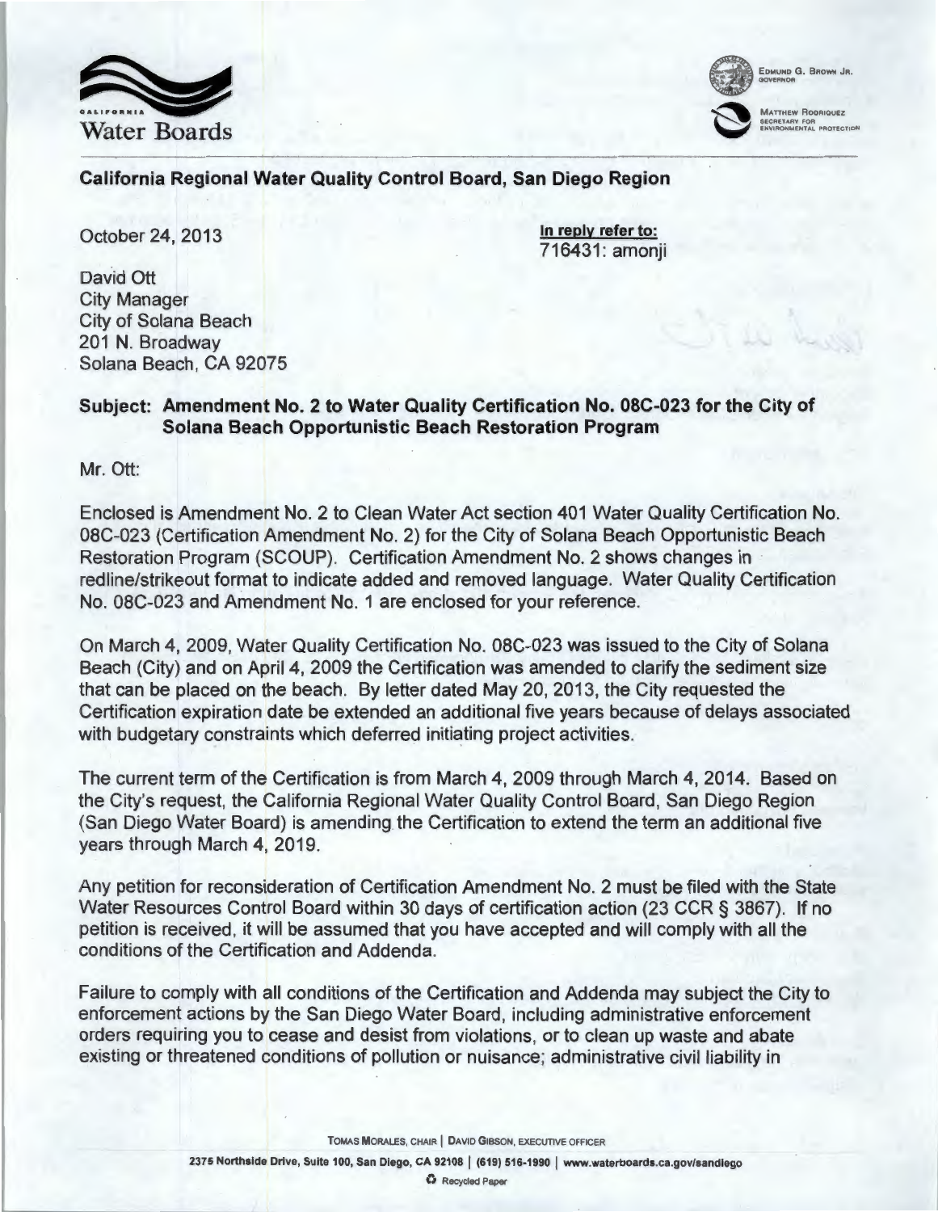California Water Boards

EDMUND G. BROWN JR.
GOVERNOR

MATTHEW RODRIQUEZ
SECRETARY FOR
ENVIRONMENTAL PROTECTION

**California Regional Water Quality Control Board, San Diego Region**

October 24, 2013

**In reply refer to:**
716431: amonji

David Ott
City Manager
City of Solana Beach
201 N. Broadway
Solana Beach, CA 92075

**Subject: Amendment No. 2 to Water Quality Certification No. 08C-023 for the City of Solana Beach Opportunistic Beach Restoration Program**

Mr. Ott:

Enclosed is Amendment No. 2 to Clean Water Act section 401 Water Quality Certification No. 08C-023 (Certification Amendment No. 2) for the City of Solana Beach Opportunistic Beach Restoration Program (SCOUP). Certification Amendment No. 2 shows changes in redline/strikeout format to indicate added and removed language. Water Quality Certification No. 08C-023 and Amendment No. 1 are enclosed for your reference.

On March 4, 2009, Water Quality Certification No. 08C-023 was issued to the City of Solana Beach (City) and on April 4, 2009 the Certification was amended to clarify the sediment size that can be placed on the beach. By letter dated May 20, 2013, the City requested the Certification expiration date be extended an additional five years because of delays associated with budgetary constraints which deferred initiating project activities.

The current term of the Certification is from March 4, 2009 through March 4, 2014. Based on the City's request, the California Regional Water Quality Control Board, San Diego Region (San Diego Water Board) is amending the Certification to extend the term an additional five years through March 4, 2019.

Any petition for reconsideration of Certification Amendment No. 2 must be filed with the State Water Resources Control Board within 30 days of certification action (23 CCR § 3867). If no petition is received, it will be assumed that you have accepted and will comply with all the conditions of the Certification and Addenda.

Failure to comply with all conditions of the Certification and Addenda may subject the City to enforcement actions by the San Diego Water Board, including administrative enforcement orders requiring you to cease and desist from violations, or to clean up waste and abate existing or threatened conditions of pollution or nuisance; administrative civil liability in

TOMAS MORALES, CHAIR | DAVID GIBSON, EXECUTIVE OFFICER

2375 Northside Drive, Suite 100, San Diego, CA 92108 | (619) 516-1990 | www.waterboards.ca.gov/sandiego

Recycled Paper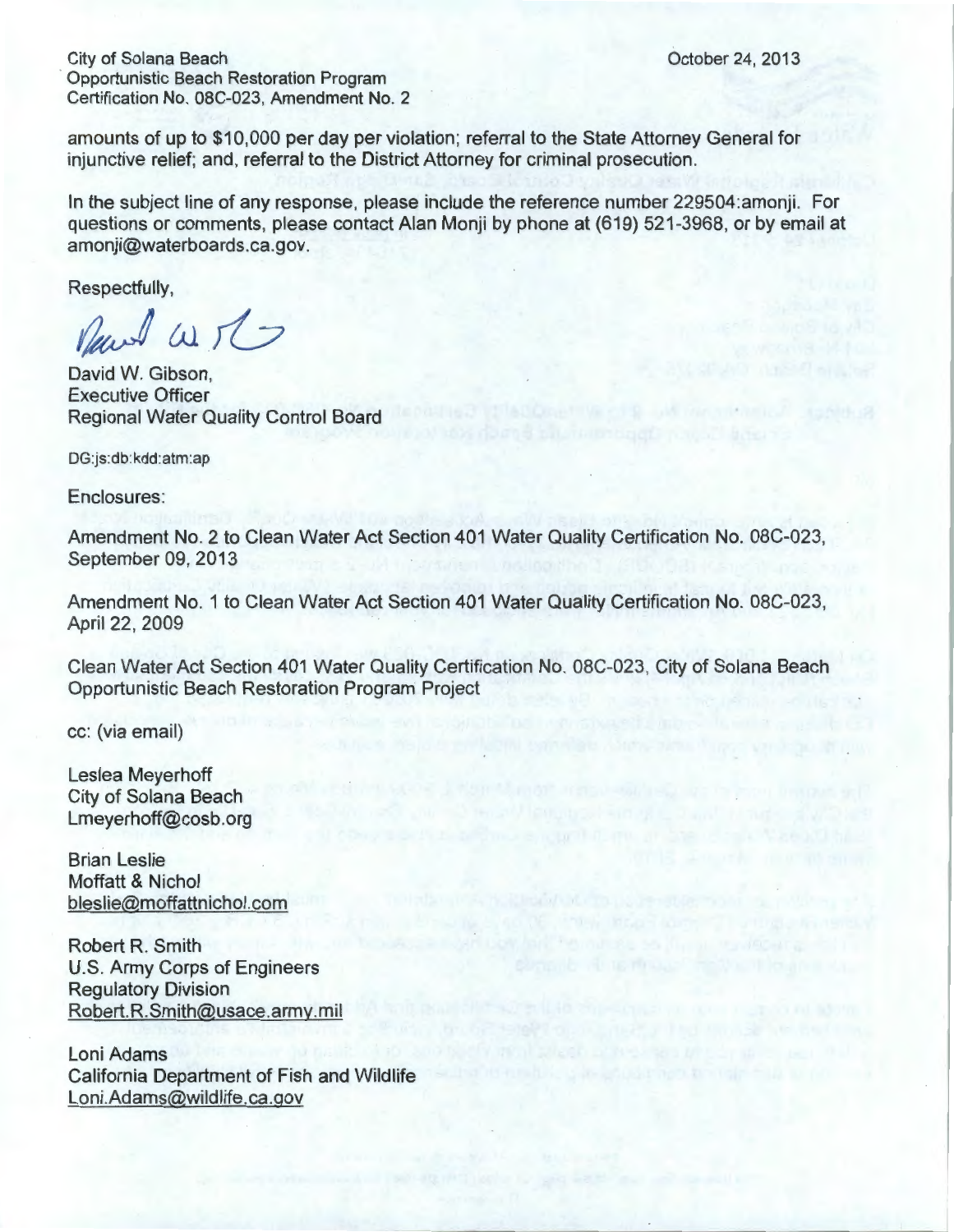amounts of up to $10,000 per day per violation; referral to the State Attorney General for injunctive relief; and, referral to the District Attorney for criminal prosecution.

In the subject line of any response, please include the reference number 229504:amonji. For questions or comments, please contact Alan Monji by phone at (619) 521-3968, or by email at amonji@waterboards.ca.gov.

Respectfully,

David W. Gibson,
Executive Officer
Regional Water Quality Control Board

DG:js:db:kdd:atm:ap

Enclosures:

Amendment No. 2 to Clean Water Act Section 401 Water Quality Certification No. 08C-023, September 09, 2013

Amendment No. 1 to Clean Water Act Section 401 Water Quality Certification No. 08C-023, April 22, 2009

Clean Water Act Section 401 Water Quality Certification No. 08C-023, City of Solana Beach Opportunistic Beach Restoration Program Project

cc: (via email)

Leslea Meyerhoff
City of Solana Beach
Lmeyerhoff@cosb.org

Brian Leslie
Moffatt & Nichol
bleslie@moffattnichol.com

Robert R. Smith
U.S. Army Corps of Engineers
Regulatory Division
Robert.R.Smith@usace.army.mil

Loni Adams
California Department of Fish and Wildlife
Loni.Adams@wildlife.ca.gov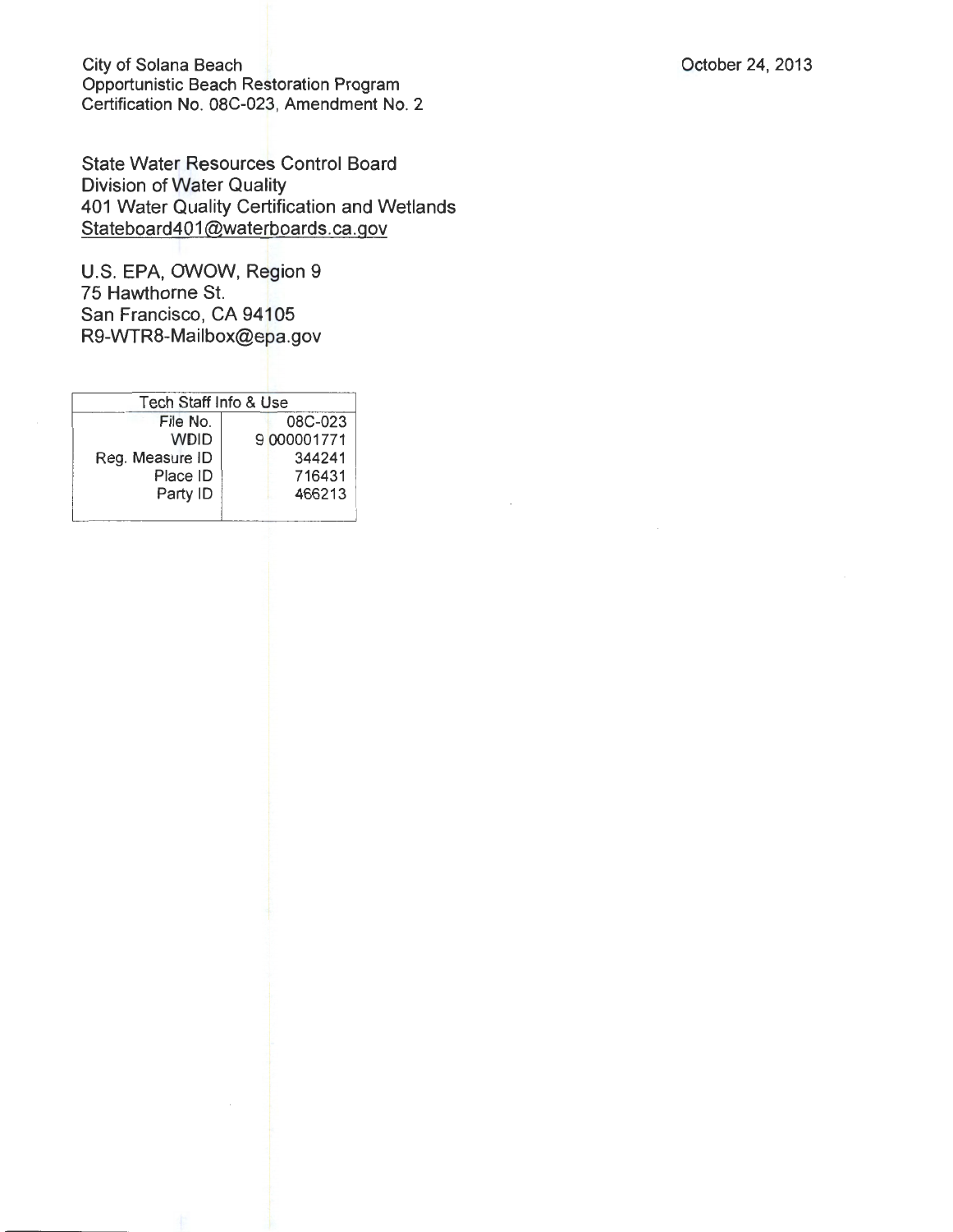City of Solana Beach
Opportunistic Beach Restoration Program
Certification No. 08C-023, Amendment No. 2

October 24, 2013

State Water Resources Control Board
Division of Water Quality
401 Water Quality Certification and Wetlands
Stateboard401@waterboards.ca.gov

U.S. EPA, OWOW, Region 9
75 Hawthorne St.
San Francisco, CA 94105
R9-WTR8-Mailbox@epa.gov

| Tech Staff Info & Use | |
|---|---|
| File No. | 08C-023 |
| WDID | 9 000001771 |
| Reg. Measure ID | 344241 |
| Place ID | 716431 |
| Party ID | 466213 |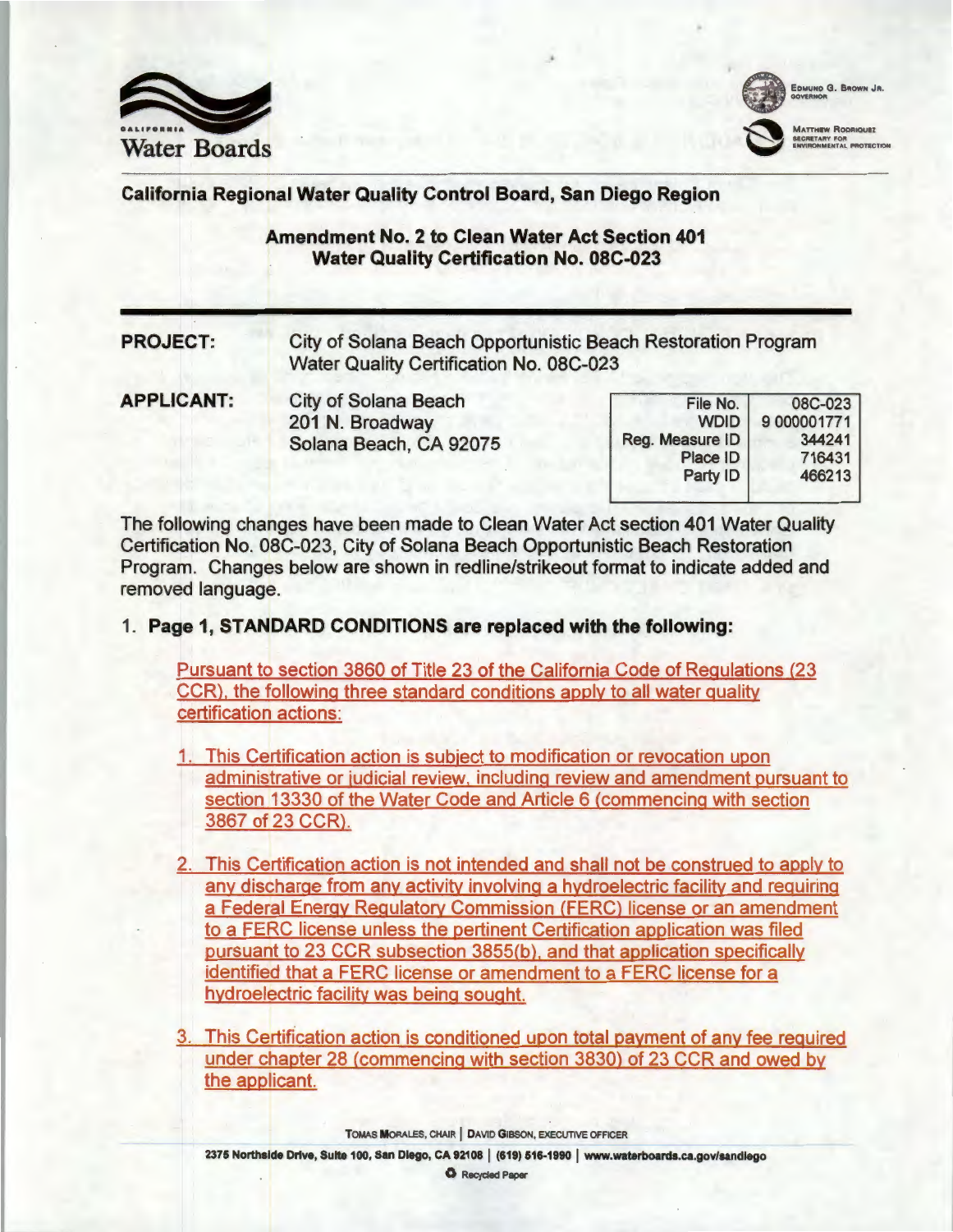California Regional Water Quality Control Board, San Diego Region

## Amendment No. 2 to Clean Water Act Section 401 Water Quality Certification No. 08C-023

**PROJECT:** City of Solana Beach Opportunistic Beach Restoration Program Water Quality Certification No. 08C-023

**APPLICANT:** City of Solana Beach
201 N. Broadway
Solana Beach, CA 92075

| | |
|---|---|
| File No. | 08C-023 |
| WDID | 9 000001771 |
| Reg. Measure ID | 344241 |
| Place ID | 716431 |
| Party ID | 466213 |

The following changes have been made to Clean Water Act section 401 Water Quality Certification No. 08C-023, City of Solana Beach Opportunistic Beach Restoration Program. Changes below are shown in redline/strikeout format to indicate added and removed language.

1. **Page 1, STANDARD CONDITIONS are replaced with the following:**

   Pursuant to section 3860 of Title 23 of the California Code of Regulations (23 CCR), the following three standard conditions apply to all water quality certification actions:

   1. This Certification action is subject to modification or revocation upon administrative or judicial review, including review and amendment pursuant to section 13330 of the Water Code and Article 6 (commencing with section 3867 of 23 CCR).

   2. This Certification action is not intended and shall not be construed to apply to any discharge from any activity involving a hydroelectric facility and requiring a Federal Energy Regulatory Commission (FERC) license or an amendment to a FERC license unless the pertinent Certification application was filed pursuant to 23 CCR subsection 3855(b), and that application specifically identified that a FERC license or amendment to a FERC license for a hydroelectric facility was being sought.

   3. This Certification action is conditioned upon total payment of any fee required under chapter 28 (commencing with section 3830) of 23 CCR and owed by the applicant.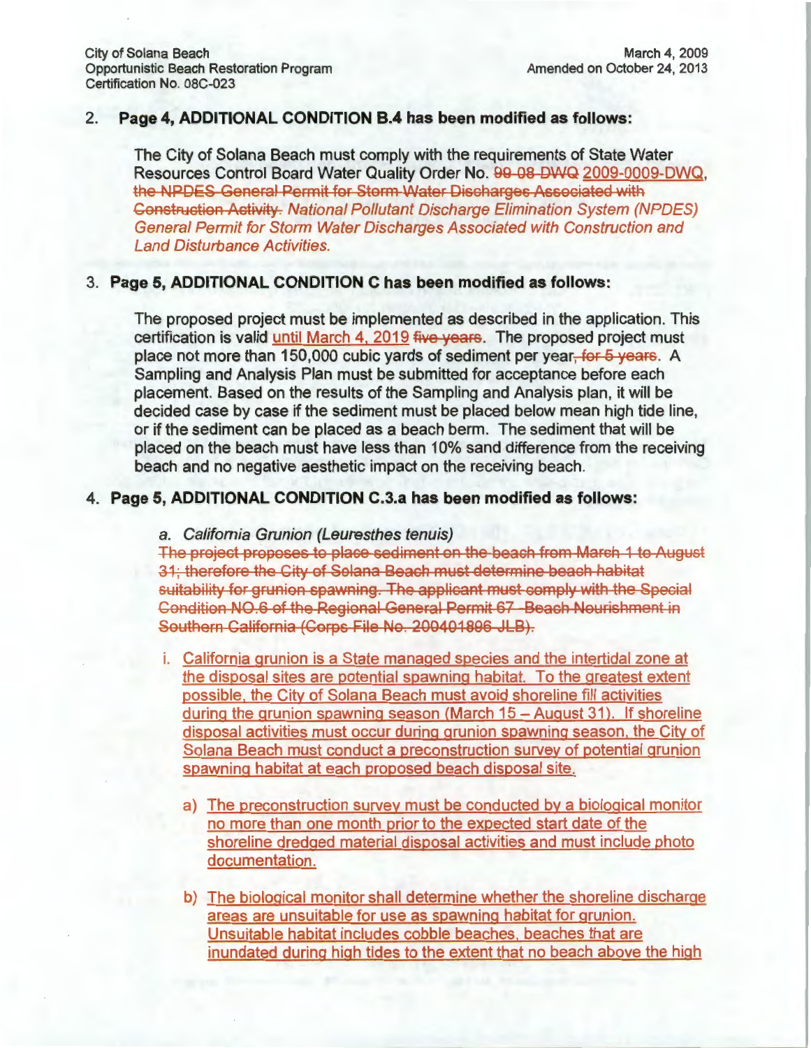2. **Page 4, ADDITIONAL CONDITION B.4 has been modified as follows:**

   The City of Solana Beach must comply with the requirements of State Water Resources Control Board Water Quality Order No. ~~99-08-DWQ~~ <u>2009-0009-DWQ</u>, ~~the NPDES General Permit for Storm Water Discharges Associated with Construction Activity.~~ *National Pollutant Discharge Elimination System (NPDES) General Permit for Storm Water Discharges Associated with Construction and Land Disturbance Activities.*

3. **Page 5, ADDITIONAL CONDITION C has been modified as follows:**

   The proposed project must be implemented as described in the application. This certification is valid <u>until March 4, 2019</u> ~~five years~~. The proposed project must place not more than 150,000 cubic yards of sediment per year~~, for 5 years~~. A Sampling and Analysis Plan must be submitted for acceptance before each placement. Based on the results of the Sampling and Analysis plan, it will be decided case by case if the sediment must be placed below mean high tide line, or if the sediment can be placed as a beach berm. The sediment that will be placed on the beach must have less than 10% sand difference from the receiving beach and no negative aesthetic impact on the receiving beach.

4. **Page 5, ADDITIONAL CONDITION C.3.a has been modified as follows:**

   a. *California Grunion (Leuresthes tenuis)*
   ~~The project proposes to place sediment on the beach from March 1 to August 31; therefore the City of Solana Beach must determine beach habitat suitability for grunion spawning. The applicant must comply with the Special Condition NO.6 of the Regional General Permit 67 Beach Nourishment in Southern California (Corps File No. 200401896-JLB).~~

   i. <u>California grunion is a State managed species and the intertidal zone at the disposal sites are potential spawning habitat. To the greatest extent possible, the City of Solana Beach must avoid shoreline fill activities during the grunion spawning season (March 15 – August 31). If shoreline disposal activities must occur during grunion spawning season, the City of Solana Beach must conduct a preconstruction survey of potential grunion spawning habitat at each proposed beach disposal site.</u>

      a) <u>The preconstruction survey must be conducted by a biological monitor no more than one month prior to the expected start date of the shoreline dredged material disposal activities and must include photo documentation.</u>

      b) <u>The biological monitor shall determine whether the shoreline discharge areas are unsuitable for use as spawning habitat for grunion. Unsuitable habitat includes cobble beaches, beaches that are inundated during high tides to the extent that no beach above the high</u>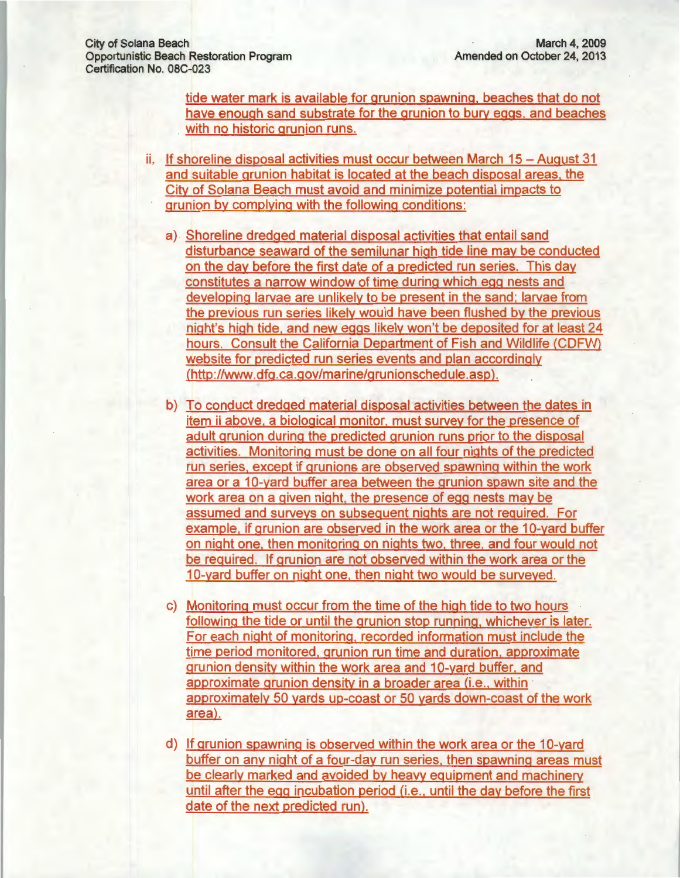tide water mark is available for grunion spawning, beaches that do not have enough sand substrate for the grunion to bury eggs, and beaches with no historic grunion runs.

ii. If shoreline disposal activities must occur between March 15 – August 31 and suitable grunion habitat is located at the beach disposal areas, the City of Solana Beach must avoid and minimize potential impacts to grunion by complying with the following conditions:

   a) Shoreline dredged material disposal activities that entail sand disturbance seaward of the semilunar high tide line may be conducted on the day before the first date of a predicted run series. This day constitutes a narrow window of time during which egg nests and developing larvae are unlikely to be present in the sand; larvae from the previous run series likely would have been flushed by the previous night's high tide, and new eggs likely won't be deposited for at least 24 hours. Consult the California Department of Fish and Wildlife (CDFW) website for predicted run series events and plan accordingly (http://www.dfg.ca.gov/marine/grunionschedule.asp).

   b) To conduct dredged material disposal activities between the dates in item ii above, a biological monitor, must survey for the presence of adult grunion during the predicted grunion runs prior to the disposal activities. Monitoring must be done on all four nights of the predicted run series, except if grunions are observed spawning within the work area or a 10-yard buffer area between the grunion spawn site and the work area on a given night, the presence of egg nests may be assumed and surveys on subsequent nights are not required. For example, if grunion are observed in the work area or the 10-yard buffer on night one, then monitoring on nights two, three, and four would not be required. If grunion are not observed within the work area or the 10-yard buffer on night one, then night two would be surveyed.

   c) Monitoring must occur from the time of the high tide to two hours following the tide or until the grunion stop running, whichever is later. For each night of monitoring, recorded information must include the time period monitored, grunion run time and duration, approximate grunion density within the work area and 10-yard buffer, and approximate grunion density in a broader area (i.e., within approximately 50 yards up-coast or 50 yards down-coast of the work area).

   d) If grunion spawning is observed within the work area or the 10-yard buffer on any night of a four-day run series, then spawning areas must be clearly marked and avoided by heavy equipment and machinery until after the egg incubation period (i.e., until the day before the first date of the next predicted run).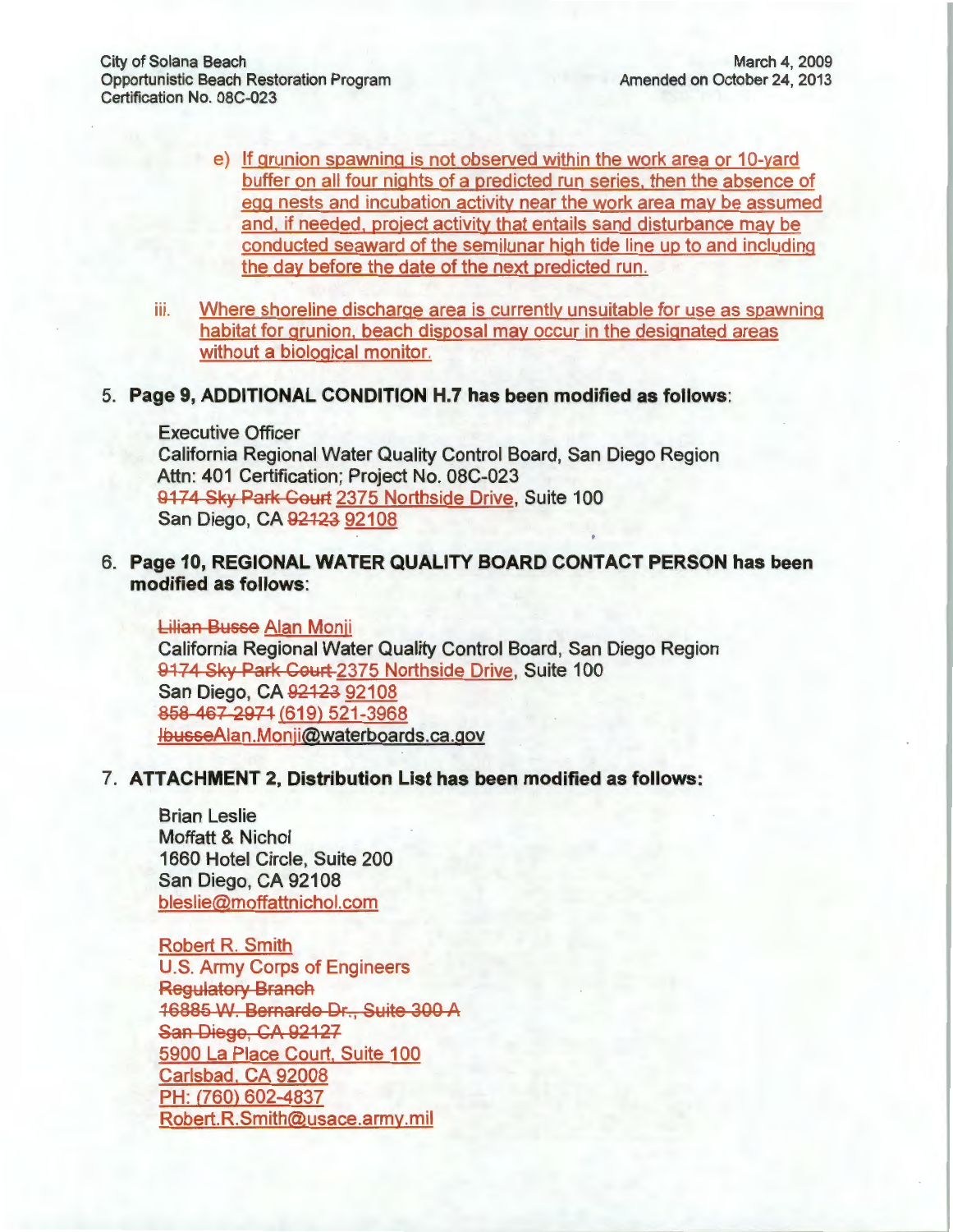e) If grunion spawning is not observed within the work area or 10-yard buffer on all four nights of a predicted run series, then the absence of egg nests and incubation activity near the work area may be assumed and, if needed, project activity that entails sand disturbance may be conducted seaward of the semilunar high tide line up to and including the day before the date of the next predicted run.

iii. Where shoreline discharge area is currently unsuitable for use as spawning habitat for grunion, beach disposal may occur in the designated areas without a biological monitor.

5. **Page 9, ADDITIONAL CONDITION H.7 has been modified as follows:**

   Executive Officer
   California Regional Water Quality Control Board, San Diego Region
   Attn: 401 Certification; Project No. 08C-023
   ~~9174 Sky Park Court~~ 2375 Northside Drive, Suite 100
   San Diego, CA ~~92123~~ 92108

6. **Page 10, REGIONAL WATER QUALITY BOARD CONTACT PERSON has been modified as follows:**

   ~~Lilian Busse~~ Alan Monji
   California Regional Water Quality Control Board, San Diego Region
   ~~9174 Sky Park Court~~ 2375 Northside Drive, Suite 100
   San Diego, CA ~~92123~~ 92108
   ~~858-467-2971~~ (619) 521-3968
   ~~lbusse~~Alan.Monji@waterboards.ca.gov

7. **ATTACHMENT 2, Distribution List has been modified as follows:**

   Brian Leslie
   Moffatt & Nichol
   1660 Hotel Circle, Suite 200
   San Diego, CA 92108
   bleslie@moffattnichol.com

   Robert R. Smith
   U.S. Army Corps of Engineers
   ~~Regulatory Branch~~
   ~~16885 W. Bernardo Dr., Suite 300 A~~
   ~~San Diego, CA 92127~~
   5900 La Place Court, Suite 100
   Carlsbad, CA 92008
   PH: (760) 602-4837
   Robert.R.Smith@usace.army.mil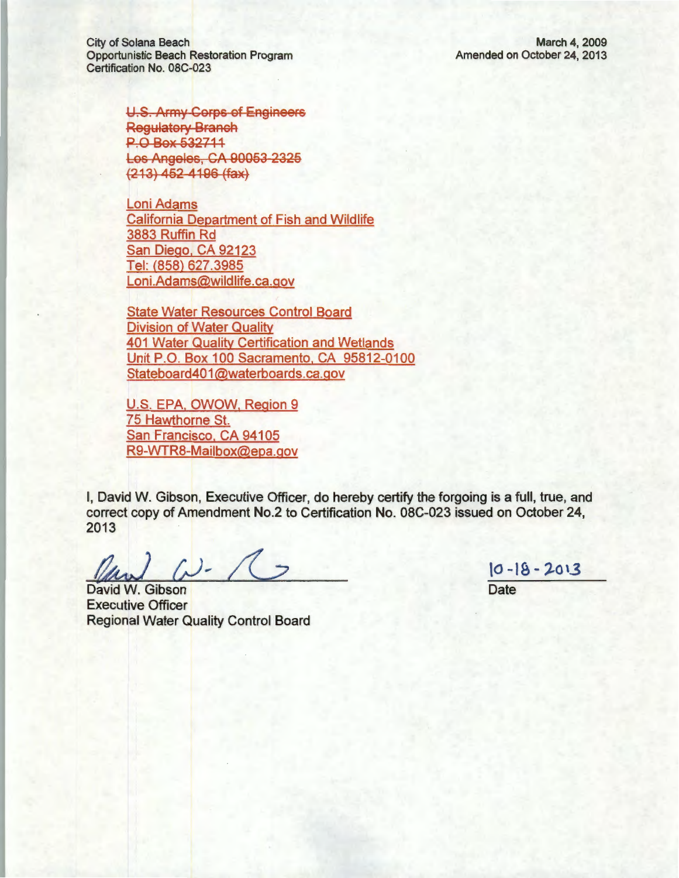~~U.S. Army Corps of Engineers~~
~~Regulatory Branch~~
~~P.O Box 532711~~
~~Los Angeles, CA 90053-2325~~
~~(213) 452-4196 (fax)~~

Loni Adams
California Department of Fish and Wildlife
3883 Ruffin Rd
San Diego, CA 92123
Tel: (858) 627.3985
Loni.Adams@wildlife.ca.gov

State Water Resources Control Board
Division of Water Quality
401 Water Quality Certification and Wetlands
Unit P.O. Box 100 Sacramento, CA 95812-0100
Stateboard401@waterboards.ca.gov

U.S. EPA, OWOW, Region 9
75 Hawthorne St.
San Francisco, CA 94105
R9-WTR8-Mailbox@epa.gov

I, David W. Gibson, Executive Officer, do hereby certify the forgoing is a full, true, and correct copy of Amendment No.2 to Certification No. 08C-023 issued on October 24, 2013

David W. Gibson
Executive Officer
Regional Water Quality Control Board

10-18-2013
Date